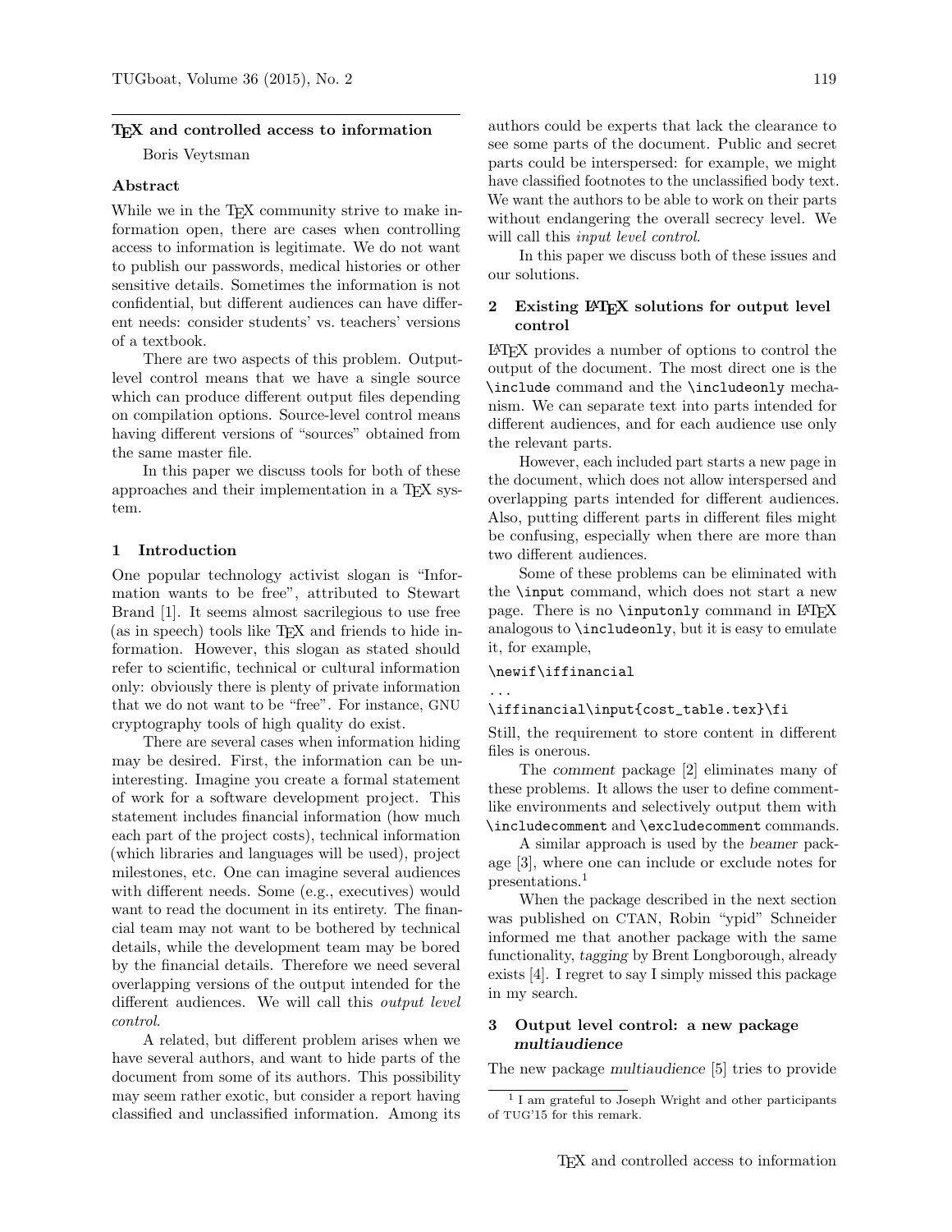# TeX and controlled access to information

Boris Veytsman

## Abstract

While we in the TeX community strive to make information open, there are cases when controlling access to information is legitimate. We do not want to publish our passwords, medical histories or other sensitive details. Sometimes the information is not confidential, but different audiences can have different needs: consider students' vs. teachers' versions of a textbook.

There are two aspects of this problem. Output-level control means that we have a single source which can produce different output files depending on compilation options. Source-level control means having different versions of "sources" obtained from the same master file.

In this paper we discuss tools for both of these approaches and their implementation in a TeX system.

## 1 Introduction

One popular technology activist slogan is "Information wants to be free", attributed to Stewart Brand [1]. It seems almost sacrilegious to use free (as in speech) tools like TeX and friends to hide information. However, this slogan as stated should refer to scientific, technical or cultural information only: obviously there is plenty of private information that we do not want to be "free". For instance, GNU cryptography tools of high quality do exist.

There are several cases when information hiding may be desired. First, the information can be uninteresting. Imagine you create a formal statement of work for a software development project. This statement includes financial information (how much each part of the project costs), technical information (which libraries and languages will be used), project milestones, etc. One can imagine several audiences with different needs. Some (e.g., executives) would want to read the document in its entirety. The financial team may not want to be bothered by technical details, while the development team may be bored by the financial details. Therefore we need several overlapping versions of the output intended for the different audiences. We will call this *output level control*.

A related, but different problem arises when we have several authors, and want to hide parts of the document from some of its authors. This possibility may seem rather exotic, but consider a report having classified and unclassified information. Among its authors could be experts that lack the clearance to see some parts of the document. Public and secret parts could be interspersed: for example, we might have classified footnotes to the unclassified body text. We want the authors to be able to work on their parts without endangering the overall secrecy level. We will call this *input level control*.

In this paper we discuss both of these issues and our solutions.

## 2 Existing LaTeX solutions for output level control

LaTeX provides a number of options to control the output of the document. The most direct one is the `\include` command and the `\includeonly` mechanism. We can separate text into parts intended for different audiences, and for each audience use only the relevant parts.

However, each included part starts a new page in the document, which does not allow interspersed and overlapping parts intended for different audiences. Also, putting different parts in different files might be confusing, especially when there are more than two different audiences.

Some of these problems can be eliminated with the `\input` command, which does not start a new page. There is no `\inputonly` command in LaTeX analogous to `\includeonly`, but it is easy to emulate it, for example,

```
\newif\iffinancial
...
\iffinancial\input{cost_table.tex}\fi
```

Still, the requirement to store content in different files is onerous.

The *comment* package [2] eliminates many of these problems. It allows the user to define comment-like environments and selectively output them with `\includecomment` and `\excludecomment` commands.

A similar approach is used by the *beamer* package [3], where one can include or exclude notes for presentations.[1]

When the package described in the next section was published on CTAN, Robin "ypid" Schneider informed me that another package with the same functionality, *tagging* by Brent Longborough, already exists [4]. I regret to say I simply missed this package in my search.

## 3 Output level control: a new package *multiaudience*

The new package *multiaudience* [5] tries to provide

[1] I am grateful to Joseph Wright and other participants of TUG'15 for this remark.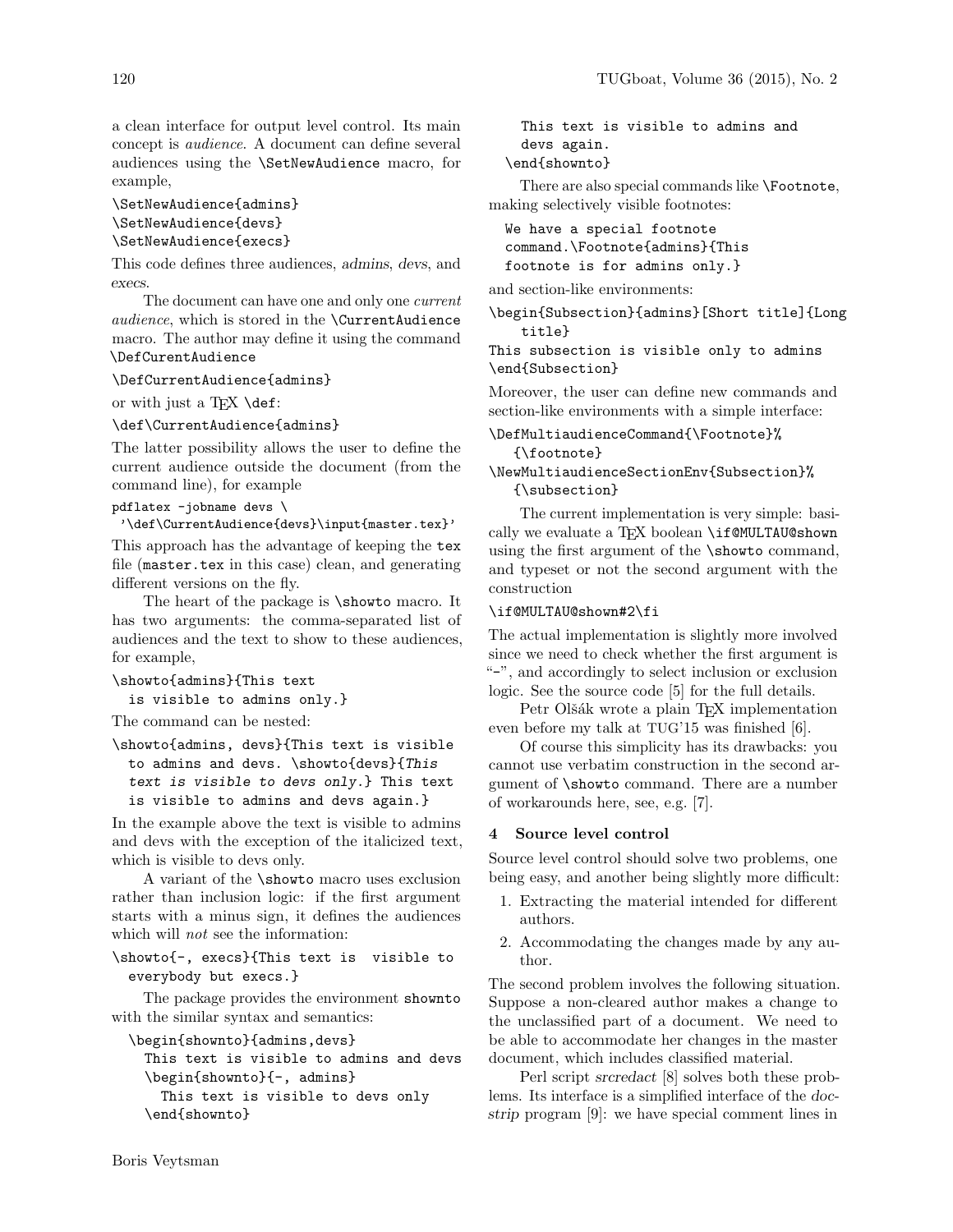a clean interface for output level control. Its main concept is *audience*. A document can define several audiences using the \SetNewAudience macro, for example,

```
\SetNewAudience{admins}
\SetNewAudience{devs}
\SetNewAudience{execs}
```

This code defines three audiences, *admins*, *devs*, and *execs*.

The document can have one and only one *current audience*, which is stored in the \CurrentAudience macro. The author may define it using the command \DefCurentAudience

```
\DefCurrentAudience{admins}
```

or with just a TeX \def:

```
\def\CurrentAudience{admins}
```

The latter possibility allows the user to define the current audience outside the document (from the command line), for example

```
pdflatex -jobname devs \
 '\def\CurrentAudience{devs}\input{master.tex}'
```

This approach has the advantage of keeping the tex file (master.tex in this case) clean, and generating different versions on the fly.

The heart of the package is \showto macro. It has two arguments: the comma-separated list of audiences and the text to show to these audiences, for example,

```
\showto{admins}{This text
  is visible to admins only.}
```

The command can be nested:

```
\showto{admins, devs}{This text is visible
  to admins and devs. \showto{devs}{This
  text is visible to devs only.} This text
  is visible to admins and devs again.}
```

In the example above the text is visible to admins and devs with the exception of the italicized text, which is visible to devs only.

A variant of the \showto macro uses exclusion rather than inclusion logic: if the first argument starts with a minus sign, it defines the audiences which will *not* see the information:

```
\showto{-, execs}{This text is  visible to
  everybody but execs.}
```

The package provides the environment shownto with the similar syntax and semantics:

```
  \begin{shownto}{admins,devs}
    This text is visible to admins and devs
    \begin{shownto}{-, admins}
      This text is visible to devs only
    \end{shownto}
    This text is visible to admins and
    devs again.
  \end{shownto}
```

There are also special commands like \Footnote, making selectively visible footnotes:

```
  We have a special footnote
  command.\Footnote{admins}{This
  footnote is for admins only.}
```

and section-like environments:

```
\begin{Subsection}{admins}[Short title]{Long
    title}
This subsection is visible only to admins
\end{Subsection}
```

Moreover, the user can define new commands and section-like environments with a simple interface:

```
\DefMultiaudienceCommand{\Footnote}%
   {\footnote}
\NewMultiaudienceSectionEnv{Subsection}%
   {\subsection}
```

The current implementation is very simple: basically we evaluate a TeX boolean \if@MULTAU@shown using the first argument of the \showto command, and typeset or not the second argument with the construction

```
\if@MULTAU@shown#2\fi
```

The actual implementation is slightly more involved since we need to check whether the first argument is "-", and accordingly to select inclusion or exclusion logic. See the source code [5] for the full details.

Petr Olšák wrote a plain TeX implementation even before my talk at TUG'15 was finished [6].

Of course this simplicity has its drawbacks: you cannot use verbatim construction in the second argument of \showto command. There are a number of workarounds here, see, e.g. [7].

## 4 Source level control

Source level control should solve two problems, one being easy, and another being slightly more difficult:

1. Extracting the material intended for different authors.
2. Accommodating the changes made by any author.

The second problem involves the following situation. Suppose a non-cleared author makes a change to the unclassified part of a document. We need to be able to accommodate her changes in the master document, which includes classified material.

Perl script *srcredact* [8] solves both these problems. Its interface is a simplified interface of the *docstrip* program [9]: we have special comment lines in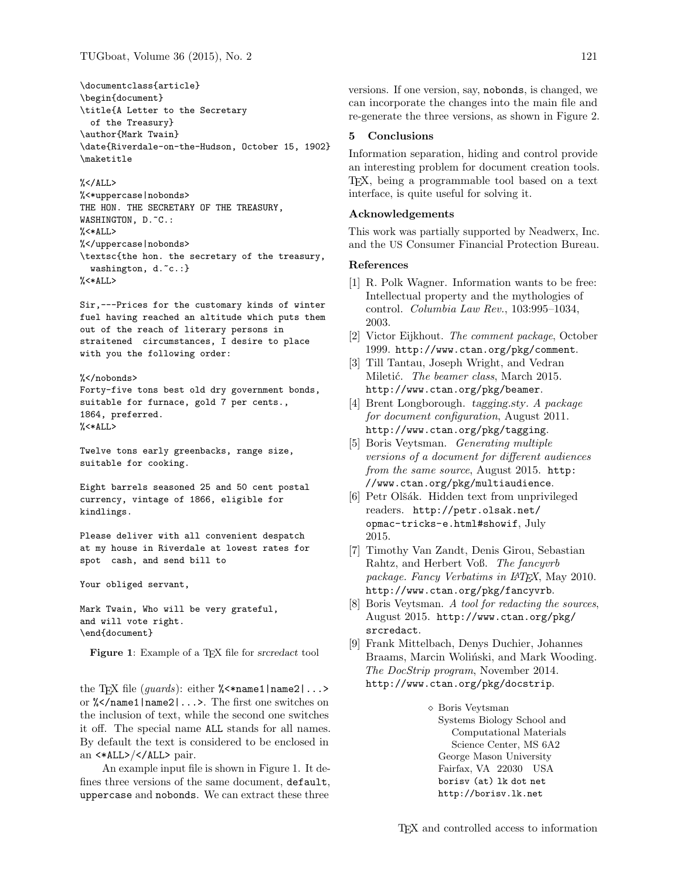```
\documentclass{article}
\begin{document}
\title{A Letter to the Secretary
  of the Treasury}
\author{Mark Twain}
\date{Riverdale-on-the-Hudson, October 15, 1902}
\maketitle

%</ALL>
%<*uppercase|nobonds>
THE HON. THE SECRETARY OF THE TREASURY,
WASHINGTON, D.~C.:
%<*ALL>
%</uppercase|nobonds>
\textsc{the hon. the secretary of the treasury,
  washington, d.~c.:}
%<*ALL>

Sir,---Prices for the customary kinds of winter
fuel having reached an altitude which puts them
out of the reach of literary persons in
straitened  circumstances, I desire to place
with you the following order:

%</nobonds>
Forty-five tons best old dry government bonds,
suitable for furnace, gold 7 per cents.,
1864, preferred.
%<*ALL>

Twelve tons early greenbacks, range size,
suitable for cooking.

Eight barrels seasoned 25 and 50 cent postal
currency, vintage of 1866, eligible for
kindlings.

Please deliver with all convenient despatch
at my house in Riverdale at lowest rates for
spot  cash, and send bill to

Your obliged servant,

Mark Twain, Who will be very grateful,
and will vote right.
\end{document}
```

**Figure 1**: Example of a TEX file for *srcredact* tool

the TEX file (*guards*): either `%<*name1|name2|...>` or `%</name1|name2|...>`. The first one switches on the inclusion of text, while the second one switches it off. The special name `ALL` stands for all names. By default the text is considered to be enclosed in an `<*ALL>`/`</ALL>` pair.

An example input file is shown in Figure 1. It defines three versions of the same document, `default`, `uppercase` and `nobonds`. We can extract these three versions. If one version, say, `nobonds`, is changed, we can incorporate the changes into the main file and re-generate the three versions, as shown in Figure 2.

## 5 Conclusions

Information separation, hiding and control provide an interesting problem for document creation tools. TEX, being a programmable tool based on a text interface, is quite useful for solving it.

### Acknowledgements

This work was partially supported by Neadwerx, Inc. and the US Consumer Financial Protection Bureau.

### References

[1] R. Polk Wagner. Information wants to be free: Intellectual property and the mythologies of control. *Columbia Law Rev.*, 103:995–1034, 2003.

[2] Victor Eijkhout. *The comment package*, October 1999. http://www.ctan.org/pkg/comment.

[3] Till Tantau, Joseph Wright, and Vedran Miletić. *The beamer class*, March 2015. http://www.ctan.org/pkg/beamer.

[4] Brent Longborough. *tagging.sty. A package for document configuration*, August 2011. http://www.ctan.org/pkg/tagging.

[5] Boris Veytsman. *Generating multiple versions of a document for different audiences from the same source*, August 2015. http://www.ctan.org/pkg/multiaudience.

[6] Petr Olšák. Hidden text from unprivileged readers. http://petr.olsak.net/opmac-tricks-e.html#showif, July 2015.

[7] Timothy Van Zandt, Denis Girou, Sebastian Rahtz, and Herbert Voß. *The fancyvrb package. Fancy Verbatims in LATEX*, May 2010. http://www.ctan.org/pkg/fancyvrb.

[8] Boris Veytsman. *A tool for redacting the sources*, August 2015. http://www.ctan.org/pkg/srcredact.

[9] Frank Mittelbach, Denys Duchier, Johannes Braams, Marcin Woliński, and Mark Wooding. *The DocStrip program*, November 2014. http://www.ctan.org/pkg/docstrip.

◇ Boris Veytsman
Systems Biology School and Computational Materials Science Center, MS 6A2
George Mason University
Fairfax, VA 22030 USA
borisv (at) lk dot net
http://borisv.lk.net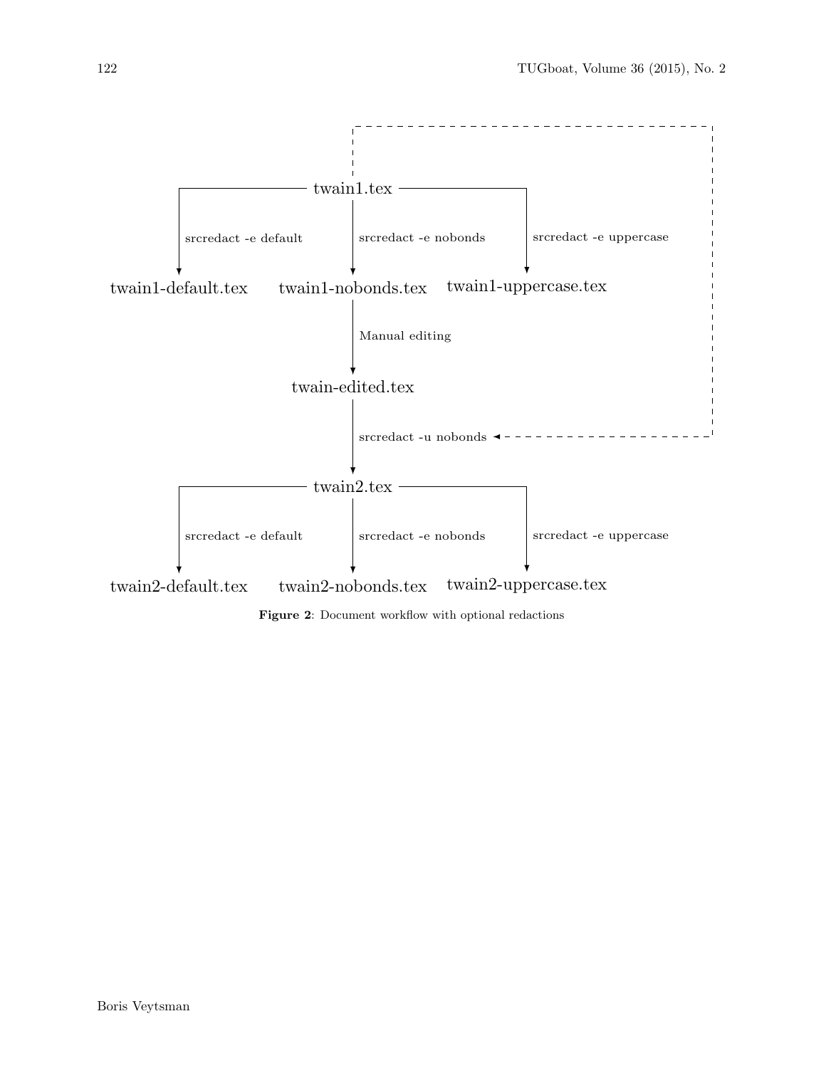twain1.tex

srcredact -e default

srcredact -e nobonds

srcredact -e uppercase

twain1-default.tex

twain1-nobonds.tex

twain1-uppercase.tex

Manual editing

twain-edited.tex

srcredact -u nobonds

twain2.tex

srcredact -e default

srcredact -e nobonds

srcredact -e uppercase

twain2-default.tex

twain2-nobonds.tex

twain2-uppercase.tex

**Figure 2**: Document workflow with optional redactions